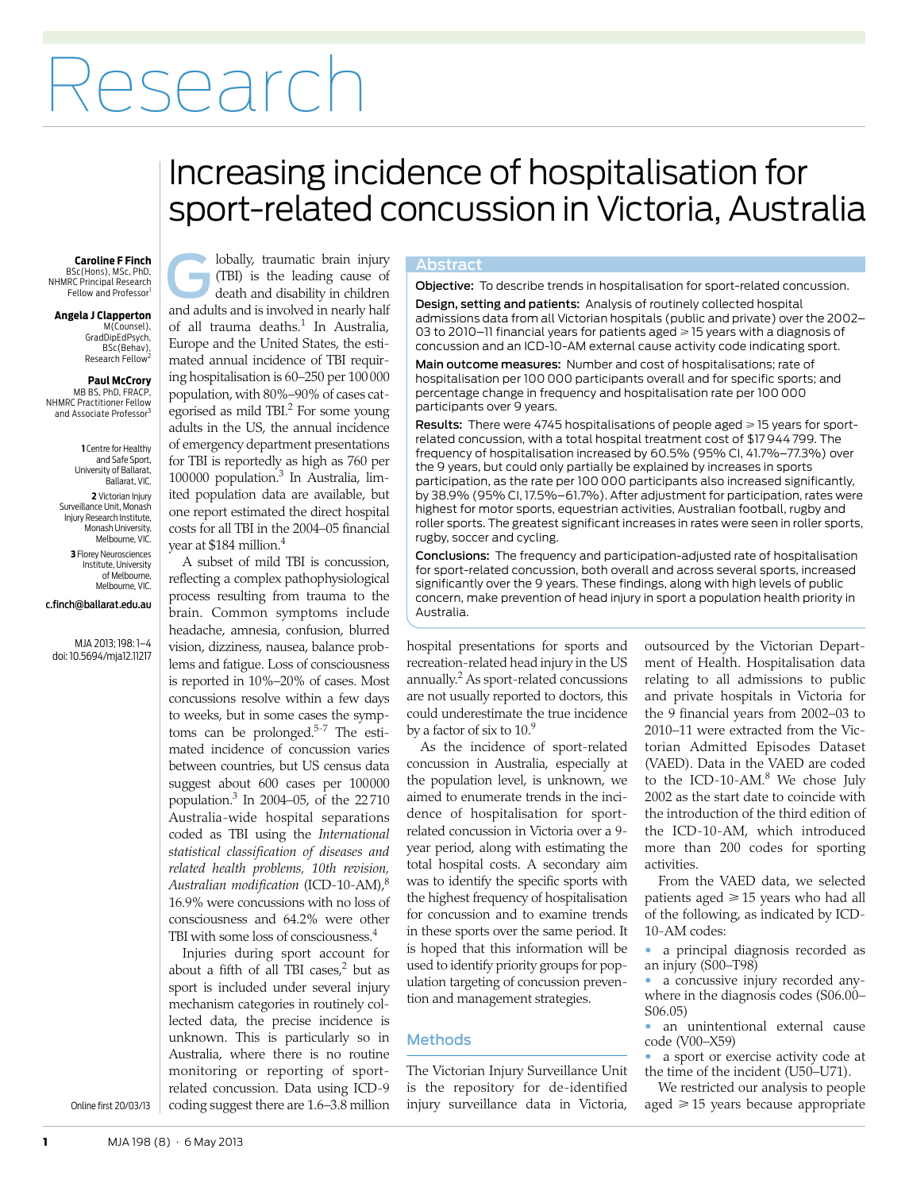# Increasing incidence of hospitalisation for sport-related concussion in Victoria, Australia

**Caroline F Finch**
BSc(Hons), MSc, PhD, NHMRC Principal Research Fellow and Professor[1]

**Angela J Clapperton**
M(Counsel), GradDipEdPsych, BSc(Behav), Research Fellow[2]

**Paul McCrory**
MB BS, PhD, FRACP, NHMRC Practitioner Fellow and Associate Professor[3]

**1** Centre for Healthy and Safe Sport, University of Ballarat, Ballarat, VIC.

**2** Victorian Injury Surveillance Unit, Monash Injury Research Institute, Monash University, Melbourne, VIC.

**3** Florey Neurosciences Institute, University of Melbourne, Melbourne, VIC.

c.finch@ballarat.edu.au

MJA 2013; 198: 1–4
doi: 10.5694/mja12.11217

Online first 20/03/13

## Abstract

**Objective:** To describe trends in hospitalisation for sport-related concussion.

**Design, setting and patients:** Analysis of routinely collected hospital admissions data from all Victorian hospitals (public and private) over the 2002–03 to 2010–11 financial years for patients aged ⩾ 15 years with a diagnosis of concussion and an ICD-10-AM external cause activity code indicating sport.

**Main outcome measures:** Number and cost of hospitalisations; rate of hospitalisation per 100 000 participants overall and for specific sports; and percentage change in frequency and hospitalisation rate per 100 000 participants over 9 years.

**Results:** There were 4745 hospitalisations of people aged ⩾ 15 years for sport-related concussion, with a total hospital treatment cost of $17 944 799. The frequency of hospitalisation increased by 60.5% (95% CI, 41.7%–77.3%) over the 9 years, but could only partially be explained by increases in sports participation, as the rate per 100 000 participants also increased significantly, by 38.9% (95% CI, 17.5%–61.7%). After adjustment for participation, rates were highest for motor sports, equestrian activities, Australian football, rugby and roller sports. The greatest significant increases in rates were seen in roller sports, rugby, soccer and cycling.

**Conclusions:** The frequency and participation-adjusted rate of hospitalisation for sport-related concussion, both overall and across several sports, increased significantly over the 9 years. These findings, along with high levels of public concern, make prevention of head injury in sport a population health priority in Australia.

Globally, traumatic brain injury (TBI) is the leading cause of death and disability in children and adults and is involved in nearly half of all trauma deaths.[1] In Australia, Europe and the United States, the estimated annual incidence of TBI requiring hospitalisation is 60–250 per 100 000 population, with 80%–90% of cases categorised as mild TBI.[2] For some young adults in the US, the annual incidence of emergency department presentations for TBI is reportedly as high as 760 per 100000 population.[3] In Australia, limited population data are available, but one report estimated the direct hospital costs for all TBI in the 2004–05 financial year at $184 million.[4]

A subset of mild TBI is concussion, reflecting a complex pathophysiological process resulting from trauma to the brain. Common symptoms include headache, amnesia, confusion, blurred vision, dizziness, nausea, balance problems and fatigue. Loss of consciousness is reported in 10%–20% of cases. Most concussions resolve within a few days to weeks, but in some cases the symptoms can be prolonged.[5-7] The estimated incidence of concussion varies between countries, but US census data suggest about 600 cases per 100000 population.[3] In 2004–05, of the 22 710 Australia-wide hospital separations coded as TBI using the *International statistical classification of diseases and related health problems, 10th revision, Australian modification* (ICD-10-AM),[8] 16.9% were concussions with no loss of consciousness and 64.2% were other TBI with some loss of consciousness.[4]

Injuries during sport account for about a fifth of all TBI cases,[2] but as sport is included under several injury mechanism categories in routinely collected data, the precise incidence is unknown. This is particularly so in Australia, where there is no routine monitoring or reporting of sport-related concussion. Data using ICD-9 coding suggest there are 1.6–3.8 million hospital presentations for sports and recreation-related head injury in the US annually.[2] As sport-related concussions are not usually reported to doctors, this could underestimate the true incidence by a factor of six to 10.[9]

As the incidence of sport-related concussion in Australia, especially at the population level, is unknown, we aimed to enumerate trends in the incidence of hospitalisation for sport-related concussion in Victoria over a 9-year period, along with estimating the total hospital costs. A secondary aim was to identify the specific sports with the highest frequency of hospitalisation for concussion and to examine trends in these sports over the same period. It is hoped that this information will be used to identify priority groups for population targeting of concussion prevention and management strategies.

## Methods

The Victorian Injury Surveillance Unit is the repository for de-identified injury surveillance data in Victoria, outsourced by the Victorian Department of Health. Hospitalisation data relating to all admissions to public and private hospitals in Victoria for the 9 financial years from 2002–03 to 2010–11 were extracted from the Victorian Admitted Episodes Dataset (VAED). Data in the VAED are coded to the ICD-10-AM.[8] We chose July 2002 as the start date to coincide with the introduction of the third edition of the ICD-10-AM, which introduced more than 200 codes for sporting activities.

From the VAED data, we selected patients aged ⩾ 15 years who had all of the following, as indicated by ICD-10-AM codes:

- a principal diagnosis recorded as an injury (S00–T98)
- a concussive injury recorded anywhere in the diagnosis codes (S06.00–S06.05)
- an unintentional external cause code (V00–X59)
- a sport or exercise activity code at the time of the incident (U50–U71).

We restricted our analysis to people aged ⩾ 15 years because appropriate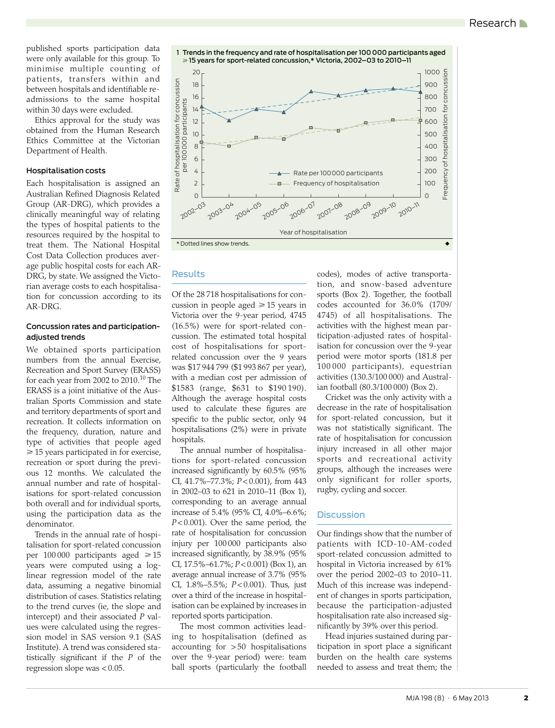published sports participation data were only available for this group. To minimise multiple counting of patients, transfers within and between hospitals and identifiable re-admissions to the same hospital within 30 days were excluded.

Ethics approval for the study was obtained from the Human Research Ethics Committee at the Victorian Department of Health.

### Hospitalisation costs

Each hospitalisation is assigned an Australian Refined Diagnosis Related Group (AR-DRG), which provides a clinically meaningful way of relating the types of hospital patients to the resources required by the hospital to treat them. The National Hospital Cost Data Collection produces average public hospital costs for each AR-DRG, by state. We assigned the Victorian average costs to each hospitalisation for concussion according to its AR-DRG.

### Concussion rates and participation-adjusted trends

We obtained sports participation numbers from the annual Exercise, Recreation and Sport Survey (ERASS) for each year from 2002 to 2010.[10] The ERASS is a joint initiative of the Australian Sports Commission and state and territory departments of sport and recreation. It collects information on the frequency, duration, nature and type of activities that people aged ⩾ 15 years participated in for exercise, recreation or sport during the previous 12 months. We calculated the annual number and rate of hospitalisations for sport-related concussion both overall and for individual sports, using the participation data as the denominator.

Trends in the annual rate of hospitalisation for sport-related concussion per 100 000 participants aged ⩾ 15 years were computed using a log-linear regression model of the rate data, assuming a negative binomial distribution of cases. Statistics relating to the trend curves (ie, the slope and intercept) and their associated $P$ values were calculated using the regression model in SAS version 9.1 (SAS Institute). A trend was considered statistically significant if the $P$ of the regression slope was < 0.05.

**1 Trends in the frequency and rate of hospitalisation per 100 000 participants aged ⩾ 15 years for sport-related concussion,\* Victoria, 2002–03 to 2010–11**

| Year of hospitalisation | Rate per 100 000 participants (approx.) | Frequency of hospitalisation (approx.) |
|---|---|---|
| 2002–03 | 14.5 | 443 |
| 2003–04 | 12.3 | 410 |
| 2004–05 | 14.1 | 480 |
| 2005–06 | 13.6 | 465 |
| 2006–07 | 17.0 | 560 |
| 2007–08 | 16.4 | 535 |
| 2008–09 | 17.2 | 600 |
| 2009–10 | 17.4 | 620 |
| 2010–11 | 16.9 | 621 |

\* Dotted lines show trends.

## Results

Of the 28 718 hospitalisations for concussion in people aged ⩾ 15 years in Victoria over the 9-year period, 4745 (16.5%) were for sport-related concussion. The estimated total hospital cost of hospitalisations for sport-related concussion over the 9 years was $17 944 799 ($1 993 867 per year), with a median cost per admission of $1583 (range, $631 to $190 190). Although the average hospital costs used to calculate these figures are specific to the public sector, only 94 hospitalisations (2%) were in private hospitals.

The annual number of hospitalisations for sport-related concussion increased significantly by 60.5% (95% CI, 41.7%–77.3%; $P$ < 0.001), from 443 in 2002–03 to 621 in 2010–11 (Box 1), corresponding to an average annual increase of 5.4% (95% CI, 4.0%–6.6%; $P$ < 0.001). Over the same period, the rate of hospitalisation for concussion injury per 100 000 participants also increased significantly, by 38.9% (95% CI, 17.5%–61.7%; $P$ < 0.001) (Box 1), an average annual increase of 3.7% (95% CI, 1.8%–5.5%; $P$ < 0.001). Thus, just over a third of the increase in hospitalisation can be explained by increases in reported sports participation.

The most common activities leading to hospitalisation (defined as accounting for > 50 hospitalisations over the 9-year period) were: team ball sports (particularly the football codes), modes of active transportation, and snow-based adventure sports (Box 2). Together, the football codes accounted for 36.0% (1709/4745) of all hospitalisations. The activities with the highest mean participation-adjusted rates of hospitalisation for concussion over the 9-year period were motor sports (181.8 per 100 000 participants), equestrian activities (130.3/100 000) and Australian football (80.3/100 000) (Box 2).

Cricket was the only activity with a decrease in the rate of hospitalisation for sport-related concussion, but it was not statistically significant. The rate of hospitalisation for concussion injury increased in all other major sports and recreational activity groups, although the increases were only significant for roller sports, rugby, cycling and soccer.

## Discussion

Our findings show that the number of patients with ICD-10-AM-coded sport-related concussion admitted to hospital in Victoria increased by 61% over the period 2002–03 to 2010–11. Much of this increase was independent of changes in sports participation, because the participation-adjusted hospitalisation rate also increased significantly by 39% over this period.

Head injuries sustained during participation in sport place a significant burden on the health care systems needed to assess and treat them; the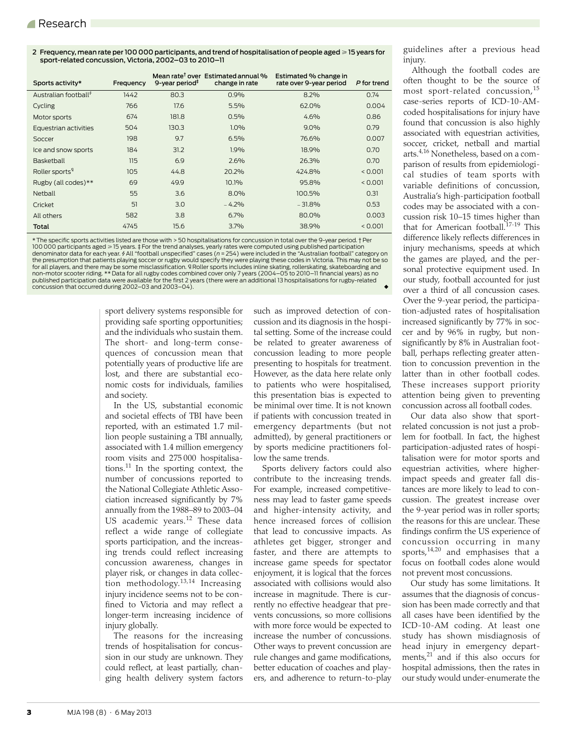**2 Frequency, mean rate per 100 000 participants, and trend of hospitalisation of people aged ⩾ 15 years for sport-related concussion, Victoria, 2002–03 to 2010–11**

| Sports activity* | Frequency | Mean rate† over 9-year period‡ | Estimated annual % change in rate | Estimated % change in rate over 9-year period | *P* for trend |
|---|---|---|---|---|---|
| Australian football§ | 1442 | 80.3 | 0.9% | 8.2% | 0.74 |
| Cycling | 766 | 17.6 | 5.5% | 62.0% | 0.004 |
| Motor sports | 674 | 181.8 | 0.5% | 4.6% | 0.86 |
| Equestrian activities | 504 | 130.3 | 1.0% | 9.0% | 0.79 |
| Soccer | 198 | 9.7 | 6.5% | 76.6% | 0.007 |
| Ice and snow sports | 184 | 31.2 | 1.9% | 18.9% | 0.70 |
| Basketball | 115 | 6.9 | 2.6% | 26.3% | 0.70 |
| Roller sports¶ | 105 | 44.8 | 20.2% | 424.8% | < 0.001 |
| Rugby (all codes)** | 69 | 49.9 | 10.1% | 95.8% | < 0.001 |
| Netball | 55 | 3.6 | 8.0% | 100.5% | 0.31 |
| Cricket | 51 | 3.0 | − 4.2% | − 31.8% | 0.53 |
| All others | 582 | 3.8 | 6.7% | 80.0% | 0.003 |
| **Total** | 4745 | 15.6 | 3.7% | 38.9% | < 0.001 |

* The specific sports activities listed are those with > 50 hospitalisations for concussion in total over the 9-year period. † Per 100 000 participants aged ⩾ 15 years. ‡ For the trend analyses, yearly rates were computed using published participation denominator data for each year. § All "football unspecified" cases (*n* = 254) were included in the "Australian football" category on the presumption that patients playing soccer or rugby would specify they were playing these codes in Victoria. This may not be so for all players, and there may be some misclassification. ¶ Roller sports includes inline skating, rollerskating, skateboarding and non-motor scooter riding. ** Data for all rugby codes combined cover only 7 years (2004–05 to 2010–11 financial years) as no published participation data were available for the first 2 years (there were an additional 13 hospitalisations for rugby-related concussion that occurred during 2002–03 and 2003–04). ◆

sport delivery systems responsible for providing safe sporting opportunities; and the individuals who sustain them. The short- and long-term consequences of concussion mean that potentially years of productive life are lost, and there are substantial economic costs for individuals, families and society.

In the US, substantial economic and societal effects of TBI have been reported, with an estimated 1.7 million people sustaining a TBI annually, associated with 1.4 million emergency room visits and 275 000 hospitalisations.[11] In the sporting context, the number of concussions reported to the National Collegiate Athletic Association increased significantly by 7% annually from the 1988–89 to 2003–04 US academic years.[12] These data reflect a wide range of collegiate sports participation, and the increasing trends could reflect increasing concussion awareness, changes in player risk, or changes in data collection methodology.[13,14] Increasing injury incidence seems not to be confined to Victoria and may reflect a longer-term increasing incidence of injury globally.

The reasons for the increasing trends of hospitalisation for concussion in our study are unknown. They could reflect, at least partially, changing health delivery system factors such as improved detection of concussion and its diagnosis in the hospital setting. Some of the increase could be related to greater awareness of concussion leading to more people presenting to hospitals for treatment. However, as the data here relate only to patients who were hospitalised, this presentation bias is expected to be minimal over time. It is not known if patients with concussion treated in emergency departments (but not admitted), by general practitioners or by sports medicine practitioners follow the same trends.

Sports delivery factors could also contribute to the increasing trends. For example, increased competitiveness may lead to faster game speeds and higher-intensity activity, and hence increased forces of collision that lead to concussive impacts. As athletes get bigger, stronger and faster, and there are attempts to increase game speeds for spectator enjoyment, it is logical that the forces associated with collisions would also increase in magnitude. There is currently no effective headgear that prevents concussions, so more collisions with more force would be expected to increase the number of concussions. Other ways to prevent concussion are rule changes and game modifications, better education of coaches and players, and adherence to return-to-play guidelines after a previous head injury.

Although the football codes are often thought to be the source of most sport-related concussion,[15] case-series reports of ICD-10-AM-coded hospitalisations for injury have found that concussion is also highly associated with equestrian activities, soccer, cricket, netball and martial arts.[4,16] Nonetheless, based on a comparison of results from epidemiological studies of team sports with variable definitions of concussion, Australia's high-participation football codes may be associated with a concussion risk 10–15 times higher than that for American football.[17-19] This difference likely reflects differences in injury mechanisms, speeds at which the games are played, and the personal protective equipment used. In our study, football accounted for just over a third of all concussion cases. Over the 9-year period, the participation-adjusted rates of hospitalisation increased significantly by 77% in soccer and by 96% in rugby, but non-significantly by 8% in Australian football, perhaps reflecting greater attention to concussion prevention in the latter than in other football codes. These increases support priority attention being given to preventing concussion across all football codes.

Our data also show that sport-related concussion is not just a problem for football. In fact, the highest participation-adjusted rates of hospitalisation were for motor sports and equestrian activities, where higher-impact speeds and greater fall distances are more likely to lead to concussion. The greatest increase over the 9-year period was in roller sports; the reasons for this are unclear. These findings confirm the US experience of concussion occurring in many sports,[14,20] and emphasises that a focus on football codes alone would not prevent most concussions.

Our study has some limitations. It assumes that the diagnosis of concussion has been made correctly and that all cases have been identified by the ICD-10-AM coding. At least one study has shown misdiagnosis of head injury in emergency departments,[21] and if this also occurs for hospital admissions, then the rates in our study would under-enumerate the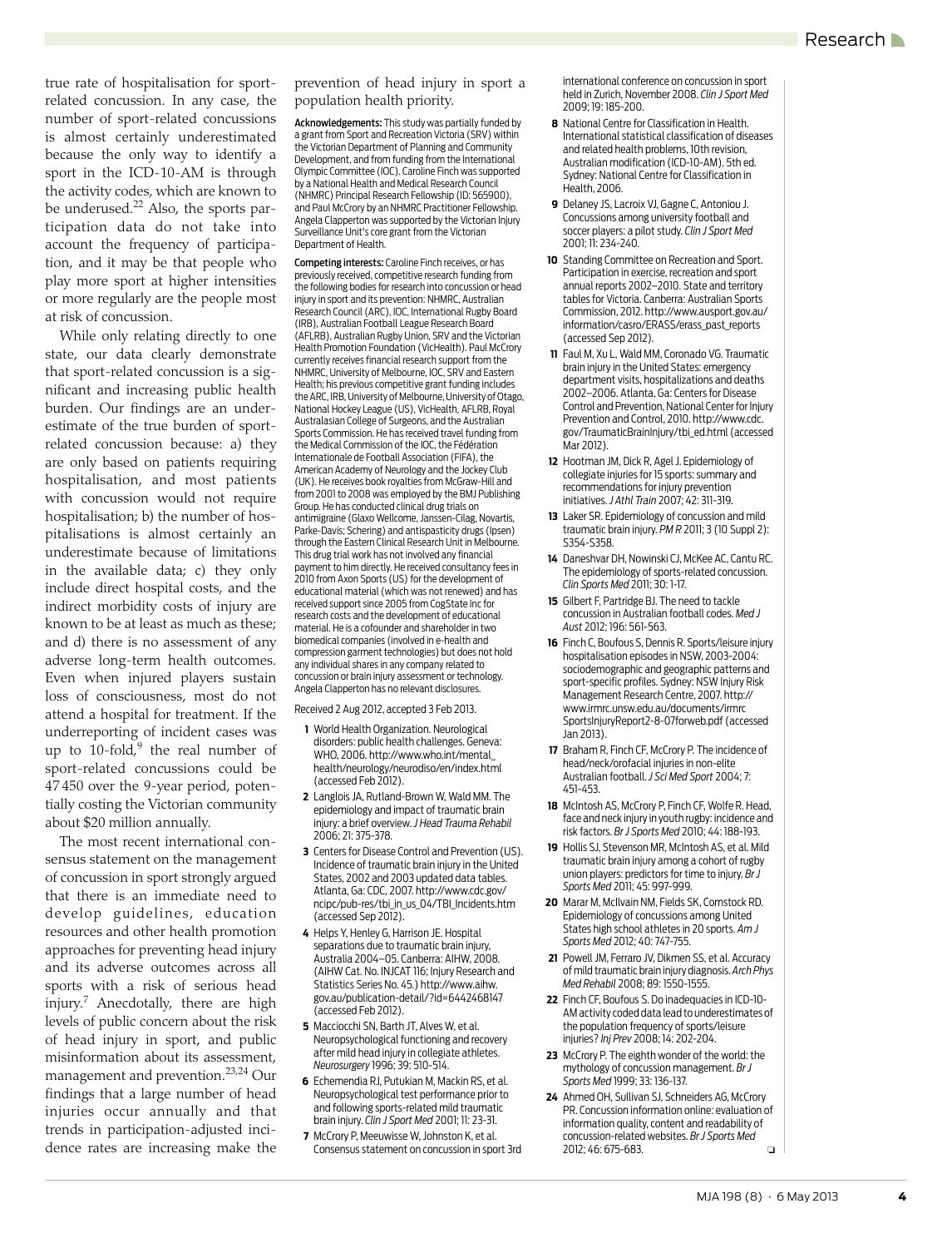true rate of hospitalisation for sport-related concussion. In any case, the number of sport-related concussions is almost certainly underestimated because the only way to identify a sport in the ICD-10-AM is through the activity codes, which are known to be underused.[22] Also, the sports participation data do not take into account the frequency of participation, and it may be that people who play more sport at higher intensities or more regularly are the people most at risk of concussion.

While only relating directly to one state, our data clearly demonstrate that sport-related concussion is a significant and increasing public health burden. Our findings are an underestimate of the true burden of sport-related concussion because: a) they are only based on patients requiring hospitalisation, and most patients with concussion would not require hospitalisation; b) the number of hospitalisations is almost certainly an underestimate because of limitations in the available data; c) they only include direct hospital costs, and the indirect morbidity costs of injury are known to be at least as much as these; and d) there is no assessment of any adverse long-term health outcomes. Even when injured players sustain loss of consciousness, most do not attend a hospital for treatment. If the underreporting of incident cases was up to 10-fold,[9] the real number of sport-related concussions could be 47 450 over the 9-year period, potentially costing the Victorian community about $20 million annually.

The most recent international consensus statement on the management of concussion in sport strongly argued that there is an immediate need to develop guidelines, education resources and other health promotion approaches for preventing head injury and its adverse outcomes across all sports with a risk of serious head injury.[7] Anecdotally, there are high levels of public concern about the risk of head injury in sport, and public misinformation about its assessment, management and prevention.[23,24] Our findings that a large number of head injuries occur annually and that trends in participation-adjusted incidence rates are increasing make the prevention of head injury in sport a population health priority.

**Acknowledgements:** This study was partially funded by a grant from Sport and Recreation Victoria (SRV) within the Victorian Department of Planning and Community Development, and from funding from the International Olympic Committee (IOC). Caroline Finch was supported by a National Health and Medical Research Council (NHMRC) Principal Research Fellowship (ID: 565900), and Paul McCrory by an NHMRC Practitioner Fellowship. Angela Clapperton was supported by the Victorian Injury Surveillance Unit's core grant from the Victorian Department of Health.

**Competing interests:** Caroline Finch receives, or has previously received, competitive research funding from the following bodies for research into concussion or head injury in sport and its prevention: NHMRC, Australian Research Council (ARC), IOC, International Rugby Board (IRB), Australian Football League Research Board (AFLRB), Australian Rugby Union, SRV and the Victorian Health Promotion Foundation (VicHealth). Paul McCrory currently receives financial research support from the NHMRC, University of Melbourne, IOC, SRV and Eastern Health; his previous competitive grant funding includes the ARC, IRB, University of Melbourne, University of Otago, National Hockey League (US), VicHealth, AFLRB, Royal Australasian College of Surgeons, and the Australian Sports Commission. He has received travel funding from the Medical Commission of the IOC, the Fédération Internationale de Football Association (FIFA), the American Academy of Neurology and the Jockey Club (UK). He receives book royalties from McGraw-Hill and from 2001 to 2008 was employed by the BMJ Publishing Group. He has conducted clinical drug trials on antimigraine (Glaxo Wellcome, Janssen-Cilag, Novartis, Parke-Davis; Schering) and antispasticity drugs (Ipsen) through the Eastern Clinical Research Unit in Melbourne. This drug trial work has not involved any financial payment to him directly. He received consultancy fees in 2010 from Axon Sports (US) for the development of educational material (which was not renewed) and has received support since 2005 from CogState Inc for research costs and the development of educational material. He is a cofounder and shareholder in two biomedical companies (involved in e-health and compression garment technologies) but does not hold any individual shares in any company related to concussion or brain injury assessment or technology. Angela Clapperton has no relevant disclosures.

Received 2 Aug 2012, accepted 3 Feb 2013.

1. World Health Organization. Neurological disorders: public health challenges. Geneva: WHO, 2006. http://www.who.int/mental_health/neurology/neurodiso/en/index.html (accessed Feb 2012).
2. Langlois JA, Rutland-Brown W, Wald MM. The epidemiology and impact of traumatic brain injury: a brief overview. *J Head Trauma Rehabil* 2006; 21: 375-378.
3. Centers for Disease Control and Prevention (US). Incidence of traumatic brain injury in the United States, 2002 and 2003 updated data tables. Atlanta, Ga: CDC, 2007. http://www.cdc.gov/ncipc/pub-res/tbi_in_us_04/TBI_Incidents.htm (accessed Sep 2012).
4. Helps Y, Henley G, Harrison JE. Hospital separations due to traumatic brain injury, Australia 2004–05. Canberra: AIHW, 2008. (AIHW Cat. No. INJCAT 116; Injury Research and Statistics Series No. 45.) http://www.aihw.gov.au/publication-detail/?id=6442468147 (accessed Feb 2012).
5. Macciocchi SN, Barth JT, Alves W, et al. Neuropsychological functioning and recovery after mild head injury in collegiate athletes. *Neurosurgery* 1996; 39: 510-514.
6. Echemendia RJ, Putukian M, Mackin RS, et al. Neuropsychological test performance prior to and following sports-related mild traumatic brain injury. *Clin J Sport Med* 2001; 11: 23-31.
7. McCrory P, Meeuwisse W, Johnston K, et al. Consensus statement on concussion in sport 3rd international conference on concussion in sport held in Zurich, November 2008. *Clin J Sport Med* 2009; 19: 185-200.
8. National Centre for Classification in Health. International statistical classification of diseases and related health problems, 10th revision, Australian modification (ICD-10-AM). 5th ed. Sydney: National Centre for Classification in Health, 2006.
9. Delaney JS, Lacroix VJ, Gagne C, Antoniou J. Concussions among university football and soccer players: a pilot study. *Clin J Sport Med* 2001; 11: 234-240.
10. Standing Committee on Recreation and Sport. Participation in exercise, recreation and sport annual reports 2002–2010. State and territory tables for Victoria. Canberra: Australian Sports Commission, 2012. http://www.ausport.gov.au/information/casro/ERASS/erass_past_reports (accessed Sep 2012).
11. Faul M, Xu L, Wald MM, Coronado VG. Traumatic brain injury in the United States: emergency department visits, hospitalizations and deaths 2002–2006. Atlanta, Ga: Centers for Disease Control and Prevention, National Center for Injury Prevention and Control, 2010. http://www.cdc.gov/TraumaticBrainInjury/tbi_ed.html (accessed Mar 2012).
12. Hootman JM, Dick R, Agel J. Epidemiology of collegiate injuries for 15 sports: summary and recommendations for injury prevention initiatives. *J Athl Train* 2007; 42: 311-319.
13. Laker SR. Epidemiology of concussion and mild traumatic brain injury. *PM R* 2011; 3 (10 Suppl 2): S354-S358.
14. Daneshvar DH, Nowinski CJ, McKee AC, Cantu RC. The epidemiology of sports-related concussion. *Clin Sports Med* 2011; 30: 1-17.
15. Gilbert F, Partridge BJ. The need to tackle concussion in Australian football codes. *Med J Aust* 2012; 196: 561-563.
16. Finch C, Boufous S, Dennis R. Sports/leisure injury hospitalisation episodes in NSW, 2003-2004: sociodemographic and geographic patterns and sport-specific profiles. Sydney: NSW Injury Risk Management Research Centre, 2007. http://www.irmrc.unsw.edu.au/documents/irmrc SportsInjuryReport2-8-07forweb.pdf (accessed Jan 2013).
17. Braham R, Finch CF, McCrory P. The incidence of head/neck/orofacial injuries in non-elite Australian football. *J Sci Med Sport* 2004; 7: 451-453.
18. McIntosh AS, McCrory P, Finch CF, Wolfe R. Head, face and neck injury in youth rugby: incidence and risk factors. *Br J Sports Med* 2010; 44: 188-193.
19. Hollis SJ, Stevenson MR, McIntosh AS, et al. Mild traumatic brain injury among a cohort of rugby union players: predictors for time to injury. *Br J Sports Med* 2011; 45: 997-999.
20. Marar M, McIlvain NM, Fields SK, Comstock RD. Epidemiology of concussions among United States high school athletes in 20 sports. *Am J Sports Med* 2012; 40: 747-755.
21. Powell JM, Ferraro JV, Dikmen SS, et al. Accuracy of mild traumatic brain injury diagnosis. *Arch Phys Med Rehabil* 2008; 89: 1550-1555.
22. Finch CF, Boufous S. Do inadequacies in ICD-10-AM activity coded data lead to underestimates of the population frequency of sports/leisure injuries? *Inj Prev* 2008; 14: 202-204.
23. McCrory P. The eighth wonder of the world: the mythology of concussion management. *Br J Sports Med* 1999; 33: 136-137.
24. Ahmed OH, Sullivan SJ, Schneiders AG, McCrory PR. Concussion information online: evaluation of information quality, content and readability of concussion-related websites. *Br J Sports Med* 2012; 46: 675-683.